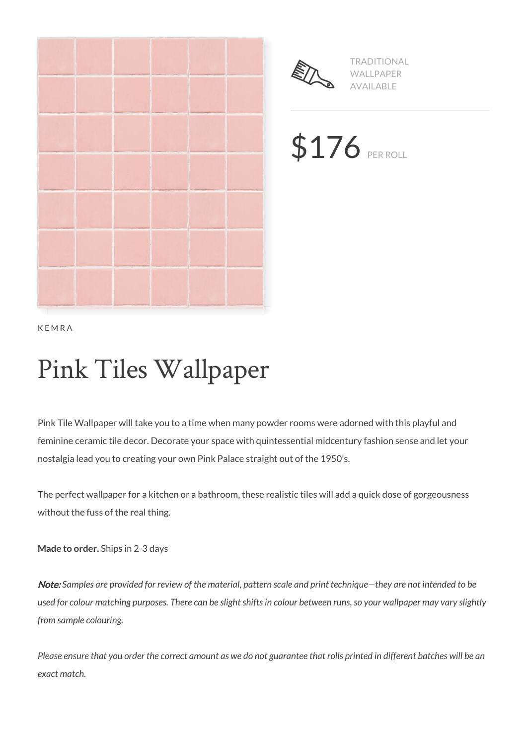TRADITIONAL WALLPAPER AVAILABLE

$176 PER ROLL

KEMRA

# Pink Tiles Wallpaper

Pink Tile Wallpaper will take you to a time when many powder rooms were adorned with this playful and feminine ceramic tile decor. Decorate your space with quintessential midcentury fashion sense and let your nostalgia lead you to creating your own Pink Palace straight out of the 1950's.

The perfect wallpaper for a kitchen or a bathroom, these realistic tiles will add a quick dose of gorgeousness without the fuss of the real thing.

**Made to order.** Ships in 2-3 days

***Note:*** *Samples are provided for review of the material, pattern scale and print technique—they are not intended to be used for colour matching purposes. There can be slight shifts in colour between runs, so your wallpaper may vary slightly from sample colouring.*

*Please ensure that you order the correct amount as we do not guarantee that rolls printed in different batches will be an exact match.*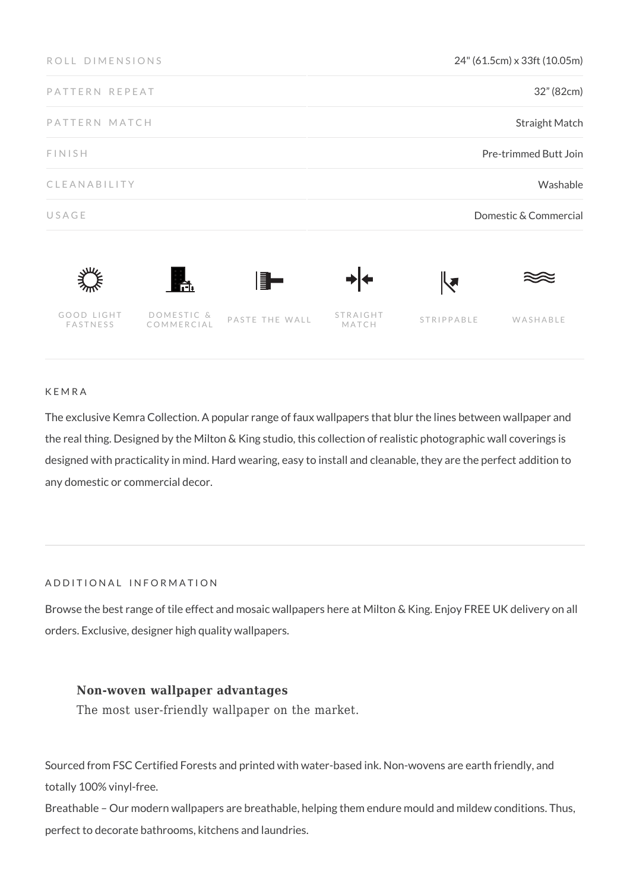| ROLL DIMENSIONS | 24" (61.5cm) x 33ft (10.05m) |
|---|---|
| PATTERN REPEAT | 32" (82cm) |
| PATTERN MATCH | Straight Match |
| FINISH | Pre-trimmed Butt Join |
| CLEANABILITY | Washable |
| USAGE | Domestic & Commercial |

GOOD LIGHT FASTNESS | DOMESTIC & COMMERCIAL | PASTE THE WALL | STRAIGHT MATCH | STRIPPABLE | WASHABLE

### KEMRA

The exclusive Kemra Collection. A popular range of faux wallpapers that blur the lines between wallpaper and the real thing. Designed by the Milton & King studio, this collection of realistic photographic wall coverings is designed with practicality in mind. Hard wearing, easy to install and cleanable, they are the perfect addition to any domestic or commercial decor.

### ADDITIONAL INFORMATION

Browse the best range of tile effect and mosaic wallpapers here at Milton & King. Enjoy FREE UK delivery on all orders. Exclusive, designer high quality wallpapers.

**Non-woven wallpaper advantages**

The most user-friendly wallpaper on the market.

Sourced from FSC Certified Forests and printed with water-based ink. Non-wovens are earth friendly, and totally 100% vinyl-free.

Breathable – Our modern wallpapers are breathable, helping them endure mould and mildew conditions. Thus, perfect to decorate bathrooms, kitchens and laundries.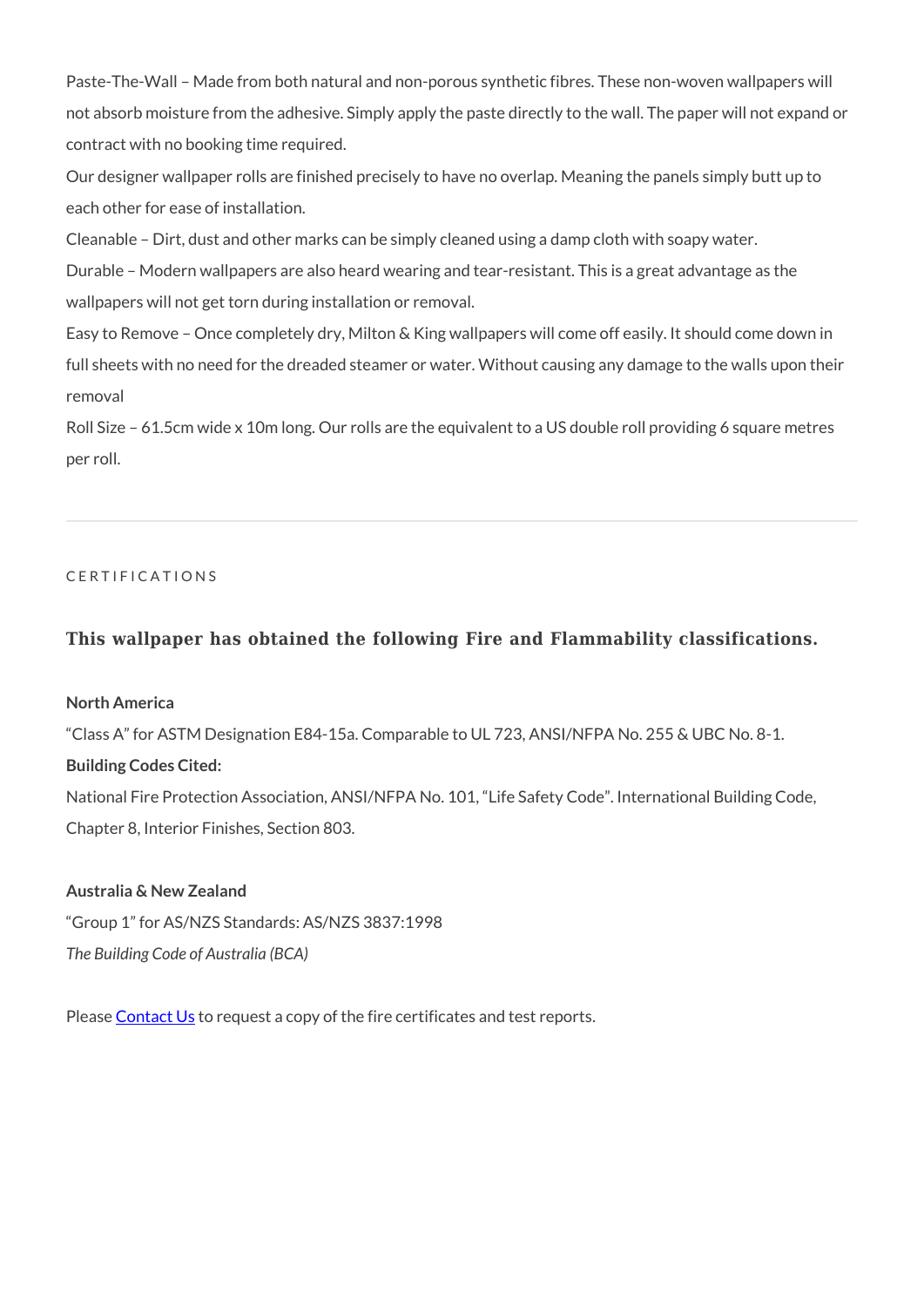Paste-The-Wall – Made from both natural and non-porous synthetic fibres. These non-woven wallpapers will not absorb moisture from the adhesive. Simply apply the paste directly to the wall. The paper will not expand or contract with no booking time required.

Our designer wallpaper rolls are finished precisely to have no overlap. Meaning the panels simply butt up to each other for ease of installation.

Cleanable – Dirt, dust and other marks can be simply cleaned using a damp cloth with soapy water.

Durable – Modern wallpapers are also heard wearing and tear-resistant. This is a great advantage as the wallpapers will not get torn during installation or removal.

Easy to Remove – Once completely dry, Milton & King wallpapers will come off easily. It should come down in full sheets with no need for the dreaded steamer or water. Without causing any damage to the walls upon their removal

Roll Size – 61.5cm wide x 10m long. Our rolls are the equivalent to a US double roll providing 6 square metres per roll.

---

CERTIFICATIONS

### This wallpaper has obtained the following Fire and Flammability classifications.

**North America**

"Class A" for ASTM Designation E84-15a. Comparable to UL 723, ANSI/NFPA No. 255 & UBC No. 8-1.

**Building Codes Cited:**

National Fire Protection Association, ANSI/NFPA No. 101, "Life Safety Code". International Building Code, Chapter 8, Interior Finishes, Section 803.

**Australia & New Zealand**

"Group 1" for AS/NZS Standards: AS/NZS 3837:1998

*The Building Code of Australia (BCA)*

Please Contact Us to request a copy of the fire certificates and test reports.